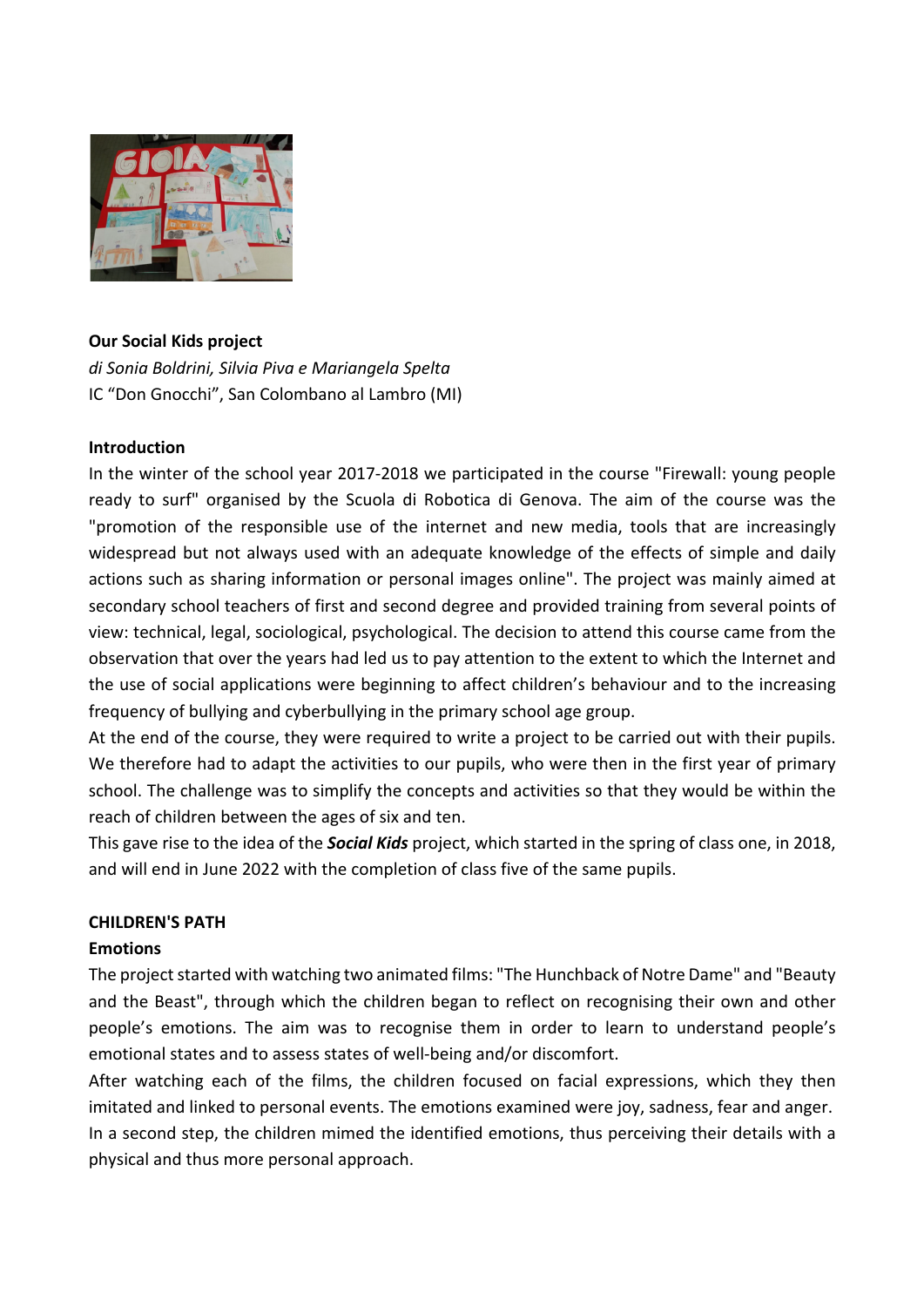**Our Social Kids project**

*di Sonia Boldrini, Silvia Piva e Mariangela Spelta*

IC "Don Gnocchi", San Colombano al Lambro (MI)

**Introduction**

In the winter of the school year 2017-2018 we participated in the course "Firewall: young people ready to surf" organised by the Scuola di Robotica di Genova. The aim of the course was the "promotion of the responsible use of the internet and new media, tools that are increasingly widespread but not always used with an adequate knowledge of the effects of simple and daily actions such as sharing information or personal images online". The project was mainly aimed at secondary school teachers of first and second degree and provided training from several points of view: technical, legal, sociological, psychological. The decision to attend this course came from the observation that over the years had led us to pay attention to the extent to which the Internet and the use of social applications were beginning to affect children's behaviour and to the increasing frequency of bullying and cyberbullying in the primary school age group.

At the end of the course, they were required to write a project to be carried out with their pupils. We therefore had to adapt the activities to our pupils, who were then in the first year of primary school. The challenge was to simplify the concepts and activities so that they would be within the reach of children between the ages of six and ten.

This gave rise to the idea of the ***Social Kids*** project, which started in the spring of class one, in 2018, and will end in June 2022 with the completion of class five of the same pupils.

**CHILDREN'S PATH**

**Emotions**

The project started with watching two animated films: "The Hunchback of Notre Dame" and "Beauty and the Beast", through which the children began to reflect on recognising their own and other people's emotions. The aim was to recognise them in order to learn to understand people's emotional states and to assess states of well-being and/or discomfort.

After watching each of the films, the children focused on facial expressions, which they then imitated and linked to personal events. The emotions examined were joy, sadness, fear and anger. In a second step, the children mimed the identified emotions, thus perceiving their details with a physical and thus more personal approach.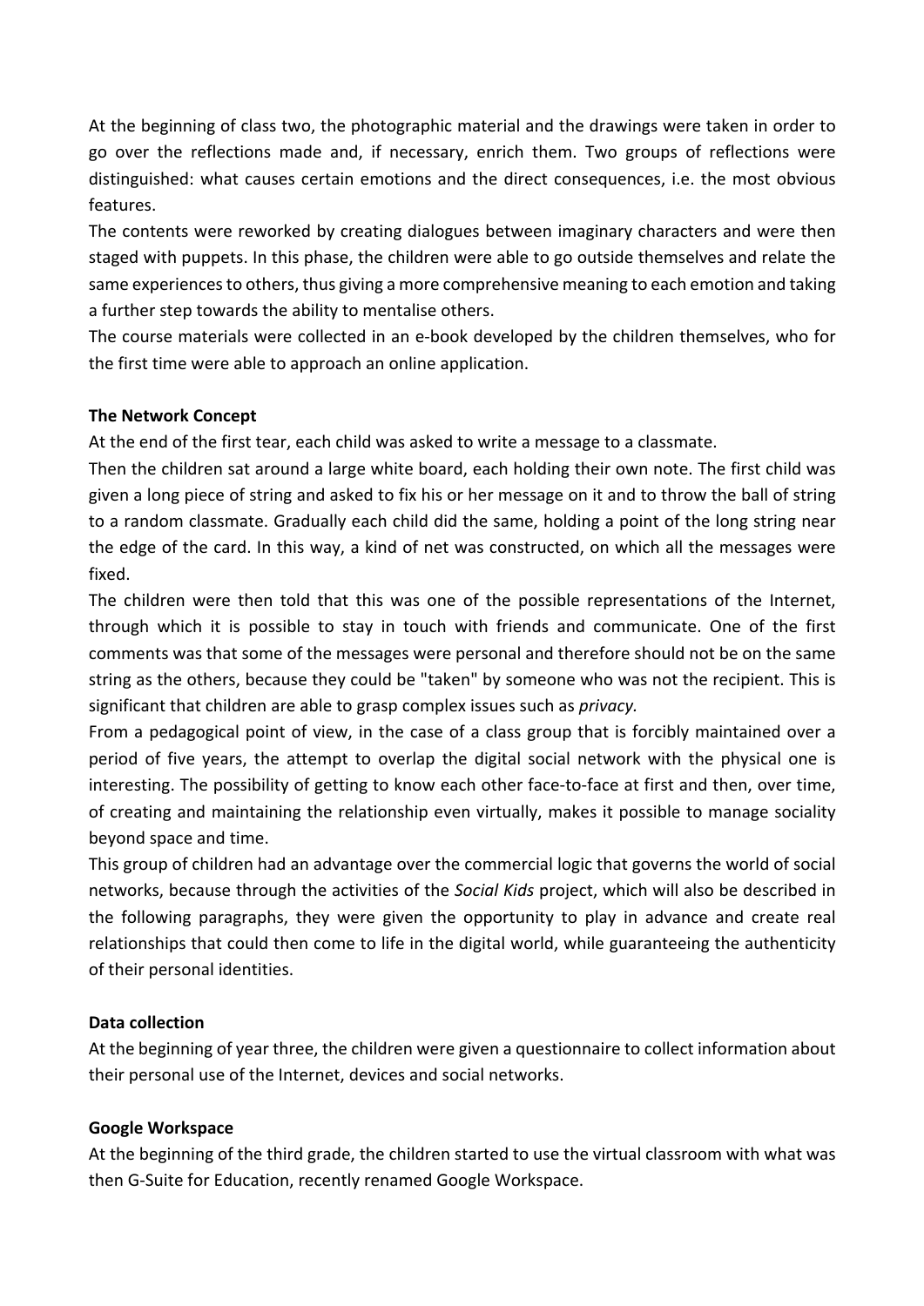At the beginning of class two, the photographic material and the drawings were taken in order to go over the reflections made and, if necessary, enrich them. Two groups of reflections were distinguished: what causes certain emotions and the direct consequences, i.e. the most obvious features.

The contents were reworked by creating dialogues between imaginary characters and were then staged with puppets. In this phase, the children were able to go outside themselves and relate the same experiences to others, thus giving a more comprehensive meaning to each emotion and taking a further step towards the ability to mentalise others.

The course materials were collected in an e-book developed by the children themselves, who for the first time were able to approach an online application.

**The Network Concept**

At the end of the first tear, each child was asked to write a message to a classmate.

Then the children sat around a large white board, each holding their own note. The first child was given a long piece of string and asked to fix his or her message on it and to throw the ball of string to a random classmate. Gradually each child did the same, holding a point of the long string near the edge of the card. In this way, a kind of net was constructed, on which all the messages were fixed.

The children were then told that this was one of the possible representations of the Internet, through which it is possible to stay in touch with friends and communicate. One of the first comments was that some of the messages were personal and therefore should not be on the same string as the others, because they could be "taken" by someone who was not the recipient. This is significant that children are able to grasp complex issues such as *privacy.*

From a pedagogical point of view, in the case of a class group that is forcibly maintained over a period of five years, the attempt to overlap the digital social network with the physical one is interesting. The possibility of getting to know each other face-to-face at first and then, over time, of creating and maintaining the relationship even virtually, makes it possible to manage sociality beyond space and time.

This group of children had an advantage over the commercial logic that governs the world of social networks, because through the activities of the *Social Kids* project, which will also be described in the following paragraphs, they were given the opportunity to play in advance and create real relationships that could then come to life in the digital world, while guaranteeing the authenticity of their personal identities.

**Data collection**

At the beginning of year three, the children were given a questionnaire to collect information about their personal use of the Internet, devices and social networks.

**Google Workspace**

At the beginning of the third grade, the children started to use the virtual classroom with what was then G-Suite for Education, recently renamed Google Workspace.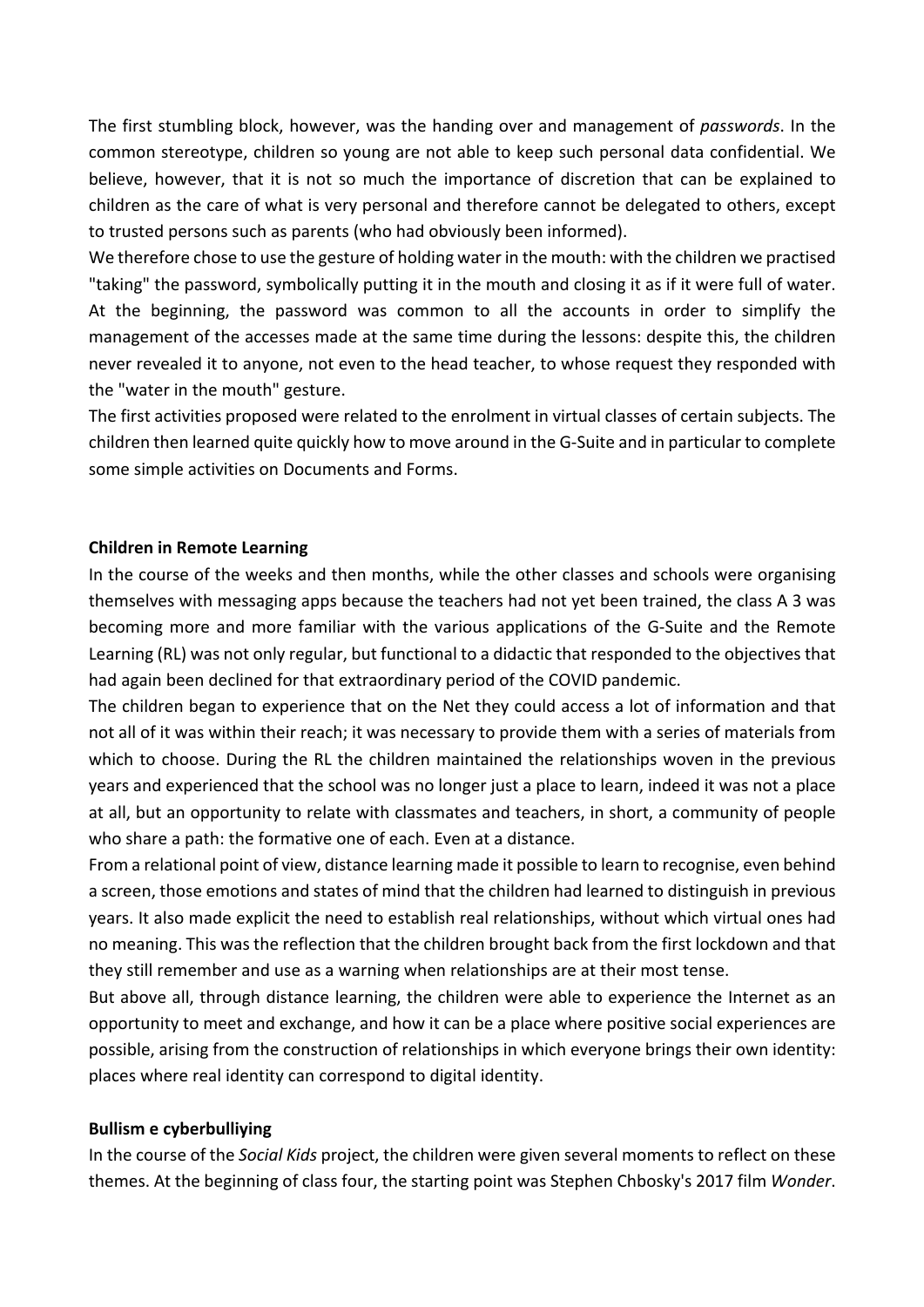The first stumbling block, however, was the handing over and management of *passwords*. In the common stereotype, children so young are not able to keep such personal data confidential. We believe, however, that it is not so much the importance of discretion that can be explained to children as the care of what is very personal and therefore cannot be delegated to others, except to trusted persons such as parents (who had obviously been informed).

We therefore chose to use the gesture of holding water in the mouth: with the children we practised "taking" the password, symbolically putting it in the mouth and closing it as if it were full of water. At the beginning, the password was common to all the accounts in order to simplify the management of the accesses made at the same time during the lessons: despite this, the children never revealed it to anyone, not even to the head teacher, to whose request they responded with the "water in the mouth" gesture.

The first activities proposed were related to the enrolment in virtual classes of certain subjects. The children then learned quite quickly how to move around in the G-Suite and in particular to complete some simple activities on Documents and Forms.

**Children in Remote Learning**

In the course of the weeks and then months, while the other classes and schools were organising themselves with messaging apps because the teachers had not yet been trained, the class A 3 was becoming more and more familiar with the various applications of the G-Suite and the Remote Learning (RL) was not only regular, but functional to a didactic that responded to the objectives that had again been declined for that extraordinary period of the COVID pandemic.

The children began to experience that on the Net they could access a lot of information and that not all of it was within their reach; it was necessary to provide them with a series of materials from which to choose. During the RL the children maintained the relationships woven in the previous years and experienced that the school was no longer just a place to learn, indeed it was not a place at all, but an opportunity to relate with classmates and teachers, in short, a community of people who share a path: the formative one of each. Even at a distance.

From a relational point of view, distance learning made it possible to learn to recognise, even behind a screen, those emotions and states of mind that the children had learned to distinguish in previous years. It also made explicit the need to establish real relationships, without which virtual ones had no meaning. This was the reflection that the children brought back from the first lockdown and that they still remember and use as a warning when relationships are at their most tense.

But above all, through distance learning, the children were able to experience the Internet as an opportunity to meet and exchange, and how it can be a place where positive social experiences are possible, arising from the construction of relationships in which everyone brings their own identity: places where real identity can correspond to digital identity.

**Bullism e cyberbulliying**

In the course of the *Social Kids* project, the children were given several moments to reflect on these themes. At the beginning of class four, the starting point was Stephen Chbosky's 2017 film *Wonder*.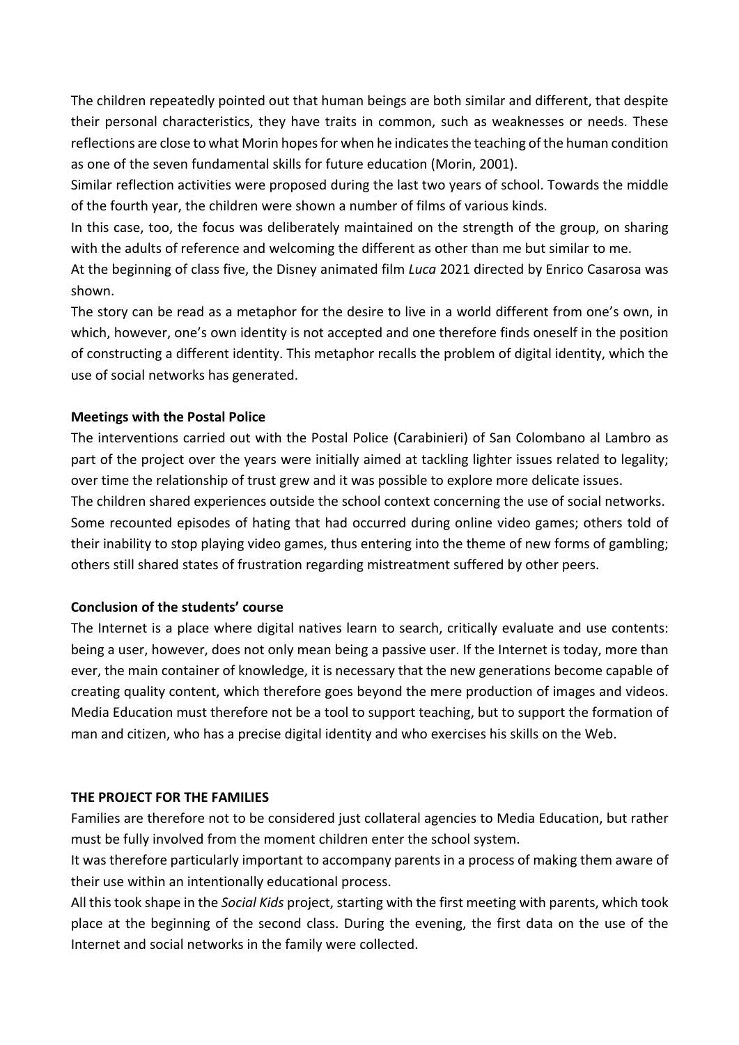The children repeatedly pointed out that human beings are both similar and different, that despite their personal characteristics, they have traits in common, such as weaknesses or needs. These reflections are close to what Morin hopes for when he indicates the teaching of the human condition as one of the seven fundamental skills for future education (Morin, 2001).

Similar reflection activities were proposed during the last two years of school. Towards the middle of the fourth year, the children were shown a number of films of various kinds.

In this case, too, the focus was deliberately maintained on the strength of the group, on sharing with the adults of reference and welcoming the different as other than me but similar to me.

At the beginning of class five, the Disney animated film *Luca* 2021 directed by Enrico Casarosa was shown.

The story can be read as a metaphor for the desire to live in a world different from one's own, in which, however, one's own identity is not accepted and one therefore finds oneself in the position of constructing a different identity. This metaphor recalls the problem of digital identity, which the use of social networks has generated.

**Meetings with the Postal Police**

The interventions carried out with the Postal Police (Carabinieri) of San Colombano al Lambro as part of the project over the years were initially aimed at tackling lighter issues related to legality; over time the relationship of trust grew and it was possible to explore more delicate issues.

The children shared experiences outside the school context concerning the use of social networks. Some recounted episodes of hating that had occurred during online video games; others told of their inability to stop playing video games, thus entering into the theme of new forms of gambling; others still shared states of frustration regarding mistreatment suffered by other peers.

**Conclusion of the students' course**

The Internet is a place where digital natives learn to search, critically evaluate and use contents: being a user, however, does not only mean being a passive user. If the Internet is today, more than ever, the main container of knowledge, it is necessary that the new generations become capable of creating quality content, which therefore goes beyond the mere production of images and videos. Media Education must therefore not be a tool to support teaching, but to support the formation of man and citizen, who has a precise digital identity and who exercises his skills on the Web.

**THE PROJECT FOR THE FAMILIES**

Families are therefore not to be considered just collateral agencies to Media Education, but rather must be fully involved from the moment children enter the school system.

It was therefore particularly important to accompany parents in a process of making them aware of their use within an intentionally educational process.

All this took shape in the *Social Kids* project, starting with the first meeting with parents, which took place at the beginning of the second class. During the evening, the first data on the use of the Internet and social networks in the family were collected.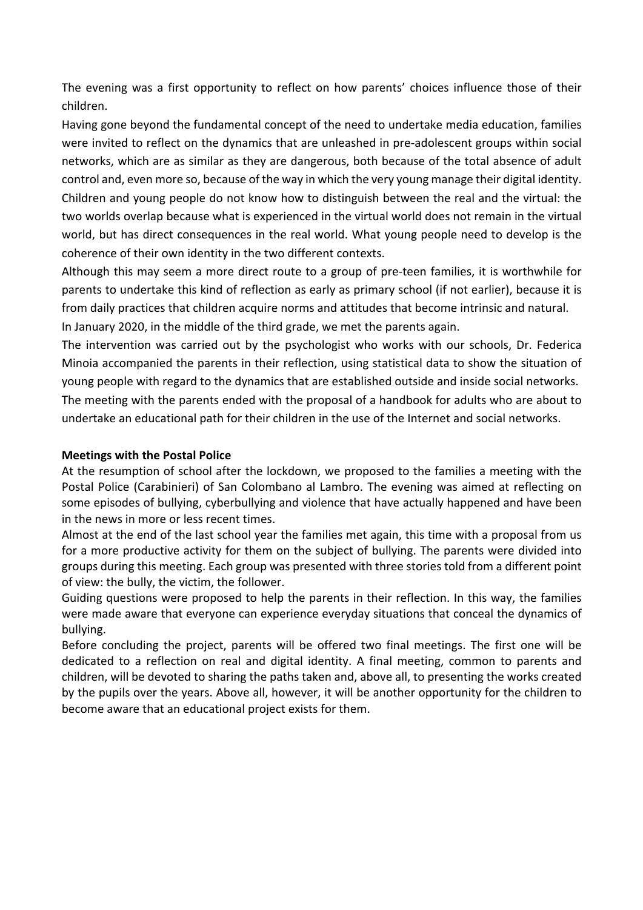The evening was a first opportunity to reflect on how parents' choices influence those of their children.

Having gone beyond the fundamental concept of the need to undertake media education, families were invited to reflect on the dynamics that are unleashed in pre-adolescent groups within social networks, which are as similar as they are dangerous, both because of the total absence of adult control and, even more so, because of the way in which the very young manage their digital identity. Children and young people do not know how to distinguish between the real and the virtual: the two worlds overlap because what is experienced in the virtual world does not remain in the virtual world, but has direct consequences in the real world. What young people need to develop is the coherence of their own identity in the two different contexts.

Although this may seem a more direct route to a group of pre-teen families, it is worthwhile for parents to undertake this kind of reflection as early as primary school (if not earlier), because it is from daily practices that children acquire norms and attitudes that become intrinsic and natural.

In January 2020, in the middle of the third grade, we met the parents again.

The intervention was carried out by the psychologist who works with our schools, Dr. Federica Minoia accompanied the parents in their reflection, using statistical data to show the situation of young people with regard to the dynamics that are established outside and inside social networks.

The meeting with the parents ended with the proposal of a handbook for adults who are about to undertake an educational path for their children in the use of the Internet and social networks.

**Meetings with the Postal Police**

At the resumption of school after the lockdown, we proposed to the families a meeting with the Postal Police (Carabinieri) of San Colombano al Lambro. The evening was aimed at reflecting on some episodes of bullying, cyberbullying and violence that have actually happened and have been in the news in more or less recent times.

Almost at the end of the last school year the families met again, this time with a proposal from us for a more productive activity for them on the subject of bullying. The parents were divided into groups during this meeting. Each group was presented with three stories told from a different point of view: the bully, the victim, the follower.

Guiding questions were proposed to help the parents in their reflection. In this way, the families were made aware that everyone can experience everyday situations that conceal the dynamics of bullying.

Before concluding the project, parents will be offered two final meetings. The first one will be dedicated to a reflection on real and digital identity. A final meeting, common to parents and children, will be devoted to sharing the paths taken and, above all, to presenting the works created by the pupils over the years. Above all, however, it will be another opportunity for the children to become aware that an educational project exists for them.